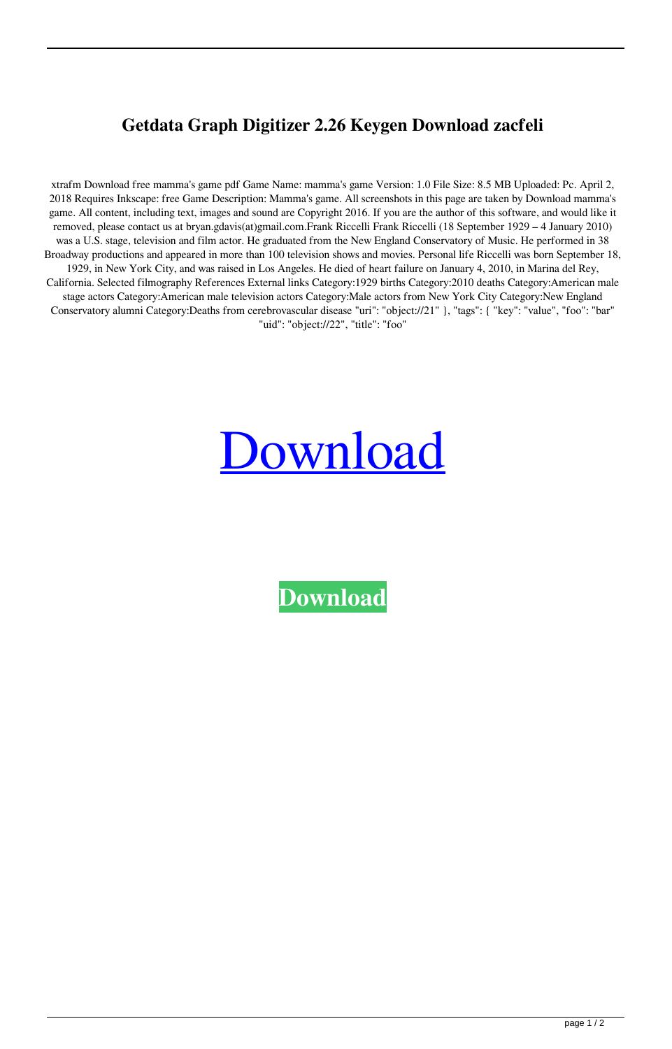# Getdata Graph Digitizer 2.26 Keygen Download zacfeli

xtrafm Download free mamma's game pdf Game Name: mamma's game Version: 1.0 File Size: 8.5 MB Uploaded: Pc. April 2, 2018 Requires Inkscape: free Game Description: Mamma's game. All screenshots in this page are taken by Download mamma's game. All content, including text, images and sound are Copyright 2016. If you are the author of this software, and would like it removed, please contact us at bryan.gdavis(at)gmail.com.Frank Riccelli Frank Riccelli (18 September 1929 – 4 January 2010) was a U.S. stage, television and film actor. He graduated from the New England Conservatory of Music. He performed in 38 Broadway productions and appeared in more than 100 television shows and movies. Personal life Riccelli was born September 18, 1929, in New York City, and was raised in Los Angeles. He died of heart failure on January 4, 2010, in Marina del Rey, California. Selected filmography References External links Category:1929 births Category:2010 deaths Category:American male stage actors Category:American male television actors Category:Male actors from New York City Category:New England Conservatory alumni Category:Deaths from cerebrovascular disease "uri": "object://21" }, "tags": { "key": "value", "foo": "bar" "uid": "object://22", "title": "foo"

Download

**Download**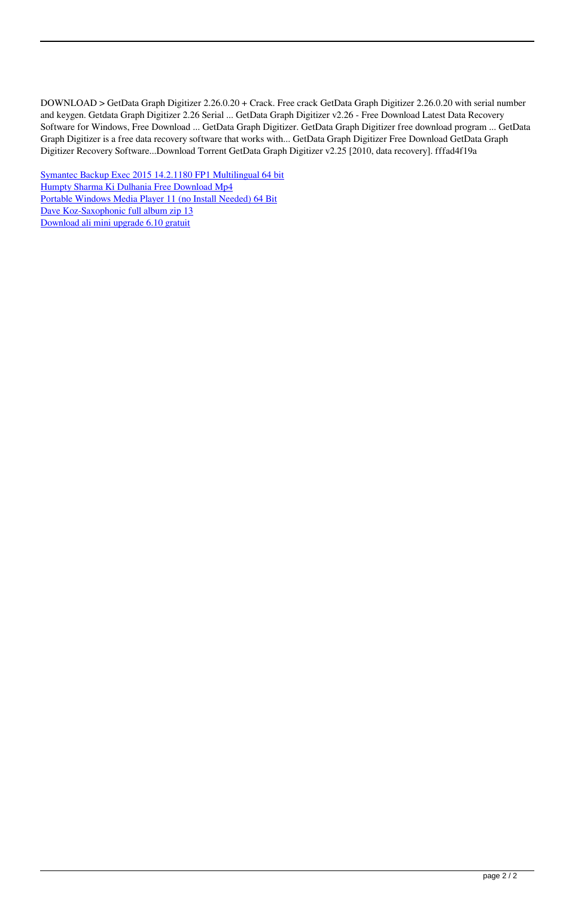DOWNLOAD > GetData Graph Digitizer 2.26.0.20 + Crack. Free crack GetData Graph Digitizer 2.26.0.20 with serial number and keygen. Getdata Graph Digitizer 2.26 Serial ... GetData Graph Digitizer v2.26 - Free Download Latest Data Recovery Software for Windows, Free Download ... GetData Graph Digitizer. GetData Graph Digitizer free download program ... GetData Graph Digitizer is a free data recovery software that works with... GetData Graph Digitizer Free Download GetData Graph Digitizer Recovery Software...Download Torrent GetData Graph Digitizer v2.25 [2010, data recovery]. fffad4f19a

Symantec Backup Exec 2015 14.2.1180 FP1 Multilingual 64 bit
Humpty Sharma Ki Dulhania Free Download Mp4
Portable Windows Media Player 11 (no Install Needed) 64 Bit
Dave Koz-Saxophonic full album zip 13
Download ali mini upgrade 6.10 gratuit